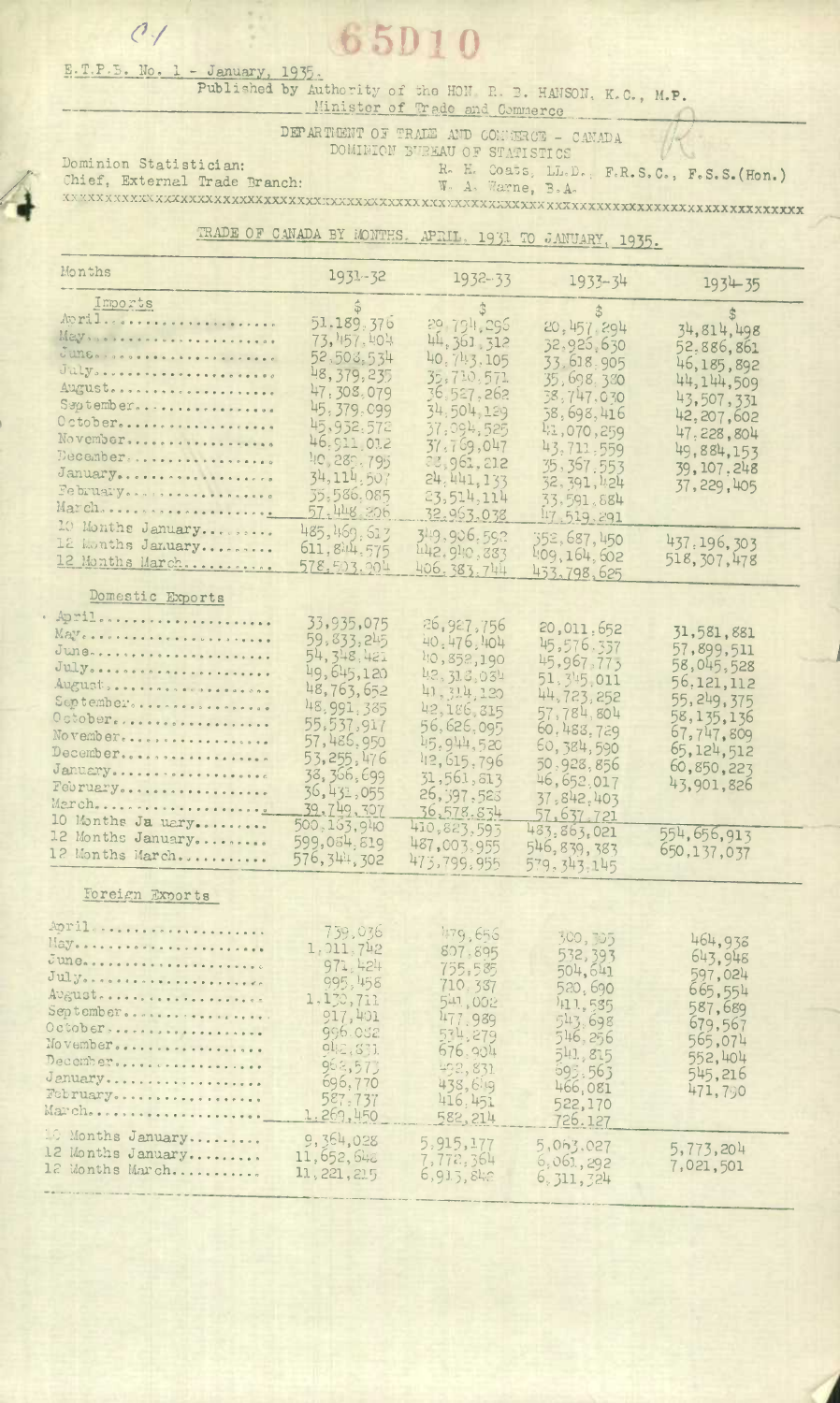C/ 65D10

E.T.P.B. No. 1 - January, 1935.

Published by Authority of the HON. R. B. HANSON, K.C., M.P.
Minister of Trade and Commerce

DEPARTMENT OF TRADE AND COMMERCE - CANADA
DOMINION BUREAU OF STATISTICS

Dominion Statistician: R. H. Coats, LL.D., F.R.S.C., F.S.S.(Hon.)
Chief, External Trade Branch: W. A. Warne, B.A.

## TRADE OF CANADA BY MONTHS. APRIL, 1931 TO JANUARY, 1935.

| Months | 1931-32 | 1932-33 | 1933-34 | 1934-35 |
|---|---|---|---|---|
| **Imports** | $ | $ | $ | $ |
| April | 51,189,376 | 29,794,295 | 20,457,294 | 34,814,498 |
| May | 73,457,404 | 44,361,312 | 32,925,630 | 52,886,861 |
| June | 52,503,534 | 40,743,105 | 33,618,905 | 46,185,892 |
| July | 48,379,235 | 35,710,571 | 35,698,380 | 44,144,509 |
| August | 47,308,079 | 36,527,262 | 38,747,030 | 43,507,331 |
| September | 45,379,099 | 34,504,129 | 38,698,416 | 42,207,602 |
| October | 45,952,572 | 37,094,525 | 41,070,259 | 47,228,804 |
| November | 46,511,012 | 37,769,047 | 43,711,559 | 49,884,153 |
| December | 40,280,795 | 28,961,212 | 35,367,553 | 39,107,248 |
| January | 34,114,507 | 24,441,133 | 32,391,424 | 37,229,405 |
| February | 35,586,085 | 23,514,114 | 33,591,884 | |
| March | 57,448,206 | 32,963,038 | 47,519,291 | |
| 10 Months January | 485,469,613 | 349,906,592 | 352,687,450 | 437,196,303 |
| 12 Months January | 611,804,575 | 442,940,883 | 409,164,602 | 518,307,478 |
| 12 Months March | 578,503,904 | 406,383,744 | 433,798,625 | |
| **Domestic Exports** | | | | |
| April | 33,935,075 | 26,927,756 | 20,011,652 | 31,581,881 |
| May | 59,833,245 | 40,476,404 | 45,576,337 | 57,899,511 |
| June | 54,348,421 | 40,852,190 | 45,967,773 | 58,045,528 |
| July | 49,645,120 | 42,316,034 | 51,345,011 | 56,121,112 |
| August | 48,763,652 | 41,314,120 | 44,723,252 | 55,249,375 |
| September | 48,991,385 | 42,186,315 | 57,784,804 | 58,135,136 |
| October | 55,537,917 | 56,626,095 | 60,488,729 | 67,747,809 |
| November | 57,486,950 | 45,944,520 | 60,384,590 | 65,124,512 |
| December | 53,255,476 | 42,615,796 | 50,928,856 | 60,850,223 |
| January | 38,366,699 | 31,561,813 | 46,652,017 | 43,901,826 |
| February | 36,431,055 | 26,397,523 | 37,842,403 | |
| March | 39,749,307 | 36,578,834 | 57,637,721 | |
| 10 Months January | 500,163,940 | 410,823,593 | 483,863,021 | 554,656,913 |
| 12 Months January | 599,064,819 | 487,003,955 | 546,839,383 | 650,137,037 |
| 12 Months March | 576,344,302 | 473,799,955 | 579,343,145 | |
| **Foreign Exports** | | | | |
| April | 739,036 | 479,656 | 300,305 | 464,938 |
| May | 1,011,742 | 807,895 | 532,393 | 643,948 |
| June | 971,424 | 755,585 | 504,641 | 597,024 |
| July | 995,456 | 710,337 | 520,690 | 665,554 |
| August | 1,130,711 | 541,002 | 411,535 | 587,689 |
| September | 917,401 | 477,989 | 543,698 | 679,567 |
| October | 996,032 | 534,279 | 546,256 | 565,074 |
| November | 942,831 | 676,904 | 541,815 | 552,404 |
| December | 963,573 | 492,831 | 695,563 | 545,216 |
| January | 696,770 | 438,649 | 466,081 | 471,790 |
| February | 587,737 | 416,451 | 522,170 | |
| March | 1,269,450 | 582,214 | 726,127 | |
| 10 Months January | 9,364,028 | 5,915,177 | 5,063,027 | 5,773,204 |
| 12 Months January | 11,652,642 | 7,772,364 | 6,061,292 | 7,021,501 |
| 12 Months March | 11,221,215 | 6,913,842 | 6,311,324 | |